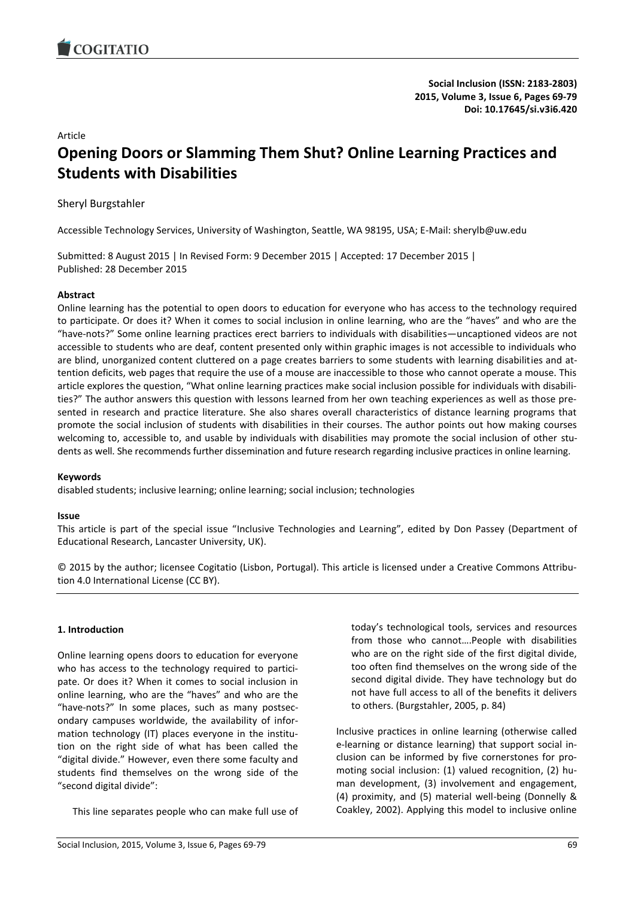**Social Inclusion (ISSN: 2183-2803)**
**2015, Volume 3, Issue 6, Pages 69-79**
**Doi: 10.17645/si.v3i6.420**

Article

# Opening Doors or Slamming Them Shut? Online Learning Practices and Students with Disabilities

Sheryl Burgstahler

Accessible Technology Services, University of Washington, Seattle, WA 98195, USA; E-Mail: sherylb@uw.edu

Submitted: 8 August 2015 | In Revised Form: 9 December 2015 | Accepted: 17 December 2015 | Published: 28 December 2015

**Abstract**

Online learning has the potential to open doors to education for everyone who has access to the technology required to participate. Or does it? When it comes to social inclusion in online learning, who are the "haves" and who are the "have-nots?" Some online learning practices erect barriers to individuals with disabilities—uncaptioned videos are not accessible to students who are deaf, content presented only within graphic images is not accessible to individuals who are blind, unorganized content cluttered on a page creates barriers to some students with learning disabilities and attention deficits, web pages that require the use of a mouse are inaccessible to those who cannot operate a mouse. This article explores the question, "What online learning practices make social inclusion possible for individuals with disabilities?" The author answers this question with lessons learned from her own teaching experiences as well as those presented in research and practice literature. She also shares overall characteristics of distance learning programs that promote the social inclusion of students with disabilities in their courses. The author points out how making courses welcoming to, accessible to, and usable by individuals with disabilities may promote the social inclusion of other students as well. She recommends further dissemination and future research regarding inclusive practices in online learning.

**Keywords**

disabled students; inclusive learning; online learning; social inclusion; technologies

**Issue**

This article is part of the special issue "Inclusive Technologies and Learning", edited by Don Passey (Department of Educational Research, Lancaster University, UK).

© 2015 by the author; licensee Cogitatio (Lisbon, Portugal). This article is licensed under a Creative Commons Attribution 4.0 International License (CC BY).

## 1. Introduction

Online learning opens doors to education for everyone who has access to the technology required to participate. Or does it? When it comes to social inclusion in online learning, who are the "haves" and who are the "have-nots?" In some places, such as many postsecondary campuses worldwide, the availability of information technology (IT) places everyone in the institution on the right side of what has been called the "digital divide." However, even there some faculty and students find themselves on the wrong side of the "second digital divide":

> This line separates people who can make full use of today's technological tools, services and resources from those who cannot….People with disabilities who are on the right side of the first digital divide, too often find themselves on the wrong side of the second digital divide. They have technology but do not have full access to all of the benefits it delivers to others. (Burgstahler, 2005, p. 84)

Inclusive practices in online learning (otherwise called e-learning or distance learning) that support social inclusion can be informed by five cornerstones for promoting social inclusion: (1) valued recognition, (2) human development, (3) involvement and engagement, (4) proximity, and (5) material well-being (Donnelly & Coakley, 2002). Applying this model to inclusive online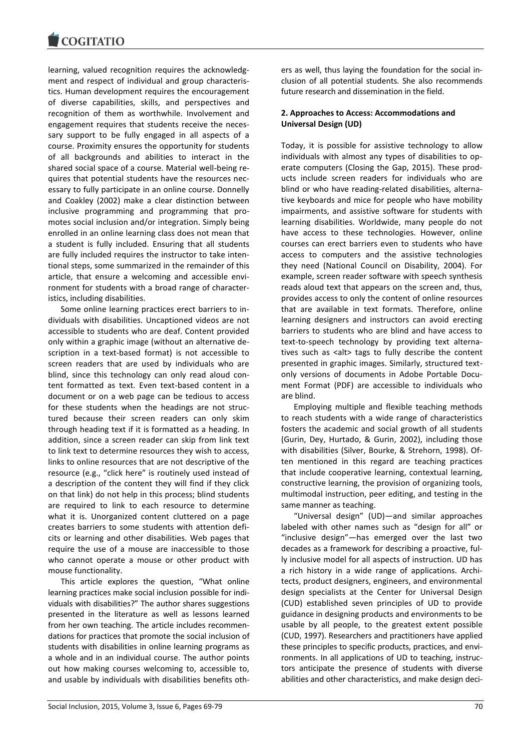learning, valued recognition requires the acknowledgment and respect of individual and group characteristics. Human development requires the encouragement of diverse capabilities, skills, and perspectives and recognition of them as worthwhile. Involvement and engagement requires that students receive the necessary support to be fully engaged in all aspects of a course. Proximity ensures the opportunity for students of all backgrounds and abilities to interact in the shared social space of a course. Material well-being requires that potential students have the resources necessary to fully participate in an online course. Donnelly and Coakley (2002) make a clear distinction between inclusive programming and programming that promotes social inclusion and/or integration. Simply being enrolled in an online learning class does not mean that a student is fully included. Ensuring that all students are fully included requires the instructor to take intentional steps, some summarized in the remainder of this article, that ensure a welcoming and accessible environment for students with a broad range of characteristics, including disabilities.

Some online learning practices erect barriers to individuals with disabilities. Uncaptioned videos are not accessible to students who are deaf. Content provided only within a graphic image (without an alternative description in a text-based format) is not accessible to screen readers that are used by individuals who are blind, since this technology can only read aloud content formatted as text. Even text-based content in a document or on a web page can be tedious to access for these students when the headings are not structured because their screen readers can only skim through heading text if it is formatted as a heading. In addition, since a screen reader can skip from link text to link text to determine resources they wish to access, links to online resources that are not descriptive of the resource (e.g., "click here" is routinely used instead of a description of the content they will find if they click on that link) do not help in this process; blind students are required to link to each resource to determine what it is. Unorganized content cluttered on a page creates barriers to some students with attention deficits or learning and other disabilities. Web pages that require the use of a mouse are inaccessible to those who cannot operate a mouse or other product with mouse functionality.

This article explores the question, "What online learning practices make social inclusion possible for individuals with disabilities?" The author shares suggestions presented in the literature as well as lessons learned from her own teaching. The article includes recommendations for practices that promote the social inclusion of students with disabilities in online learning programs as a whole and in an individual course. The author points out how making courses welcoming to, accessible to, and usable by individuals with disabilities benefits others as well, thus laying the foundation for the social inclusion of all potential students. She also recommends future research and dissemination in the field.

## 2. Approaches to Access: Accommodations and Universal Design (UD)

Today, it is possible for assistive technology to allow individuals with almost any types of disabilities to operate computers (Closing the Gap, 2015). These products include screen readers for individuals who are blind or who have reading-related disabilities, alternative keyboards and mice for people who have mobility impairments, and assistive software for students with learning disabilities. Worldwide, many people do not have access to these technologies. However, online courses can erect barriers even to students who have access to computers and the assistive technologies they need (National Council on Disability, 2004). For example, screen reader software with speech synthesis reads aloud text that appears on the screen and, thus, provides access to only the content of online resources that are available in text formats. Therefore, online learning designers and instructors can avoid erecting barriers to students who are blind and have access to text-to-speech technology by providing text alternatives such as <alt> tags to fully describe the content presented in graphic images. Similarly, structured text-only versions of documents in Adobe Portable Document Format (PDF) are accessible to individuals who are blind.

Employing multiple and flexible teaching methods to reach students with a wide range of characteristics fosters the academic and social growth of all students (Gurin, Dey, Hurtado, & Gurin, 2002), including those with disabilities (Silver, Bourke, & Strehorn, 1998). Often mentioned in this regard are teaching practices that include cooperative learning, contextual learning, constructive learning, the provision of organizing tools, multimodal instruction, peer editing, and testing in the same manner as teaching.

"Universal design" (UD)—and similar approaches labeled with other names such as "design for all" or "inclusive design"—has emerged over the last two decades as a framework for describing a proactive, fully inclusive model for all aspects of instruction. UD has a rich history in a wide range of applications. Architects, product designers, engineers, and environmental design specialists at the Center for Universal Design (CUD) established seven principles of UD to provide guidance in designing products and environments to be usable by all people, to the greatest extent possible (CUD, 1997). Researchers and practitioners have applied these principles to specific products, practices, and environments. In all applications of UD to teaching, instructors anticipate the presence of students with diverse abilities and other characteristics, and make design deci-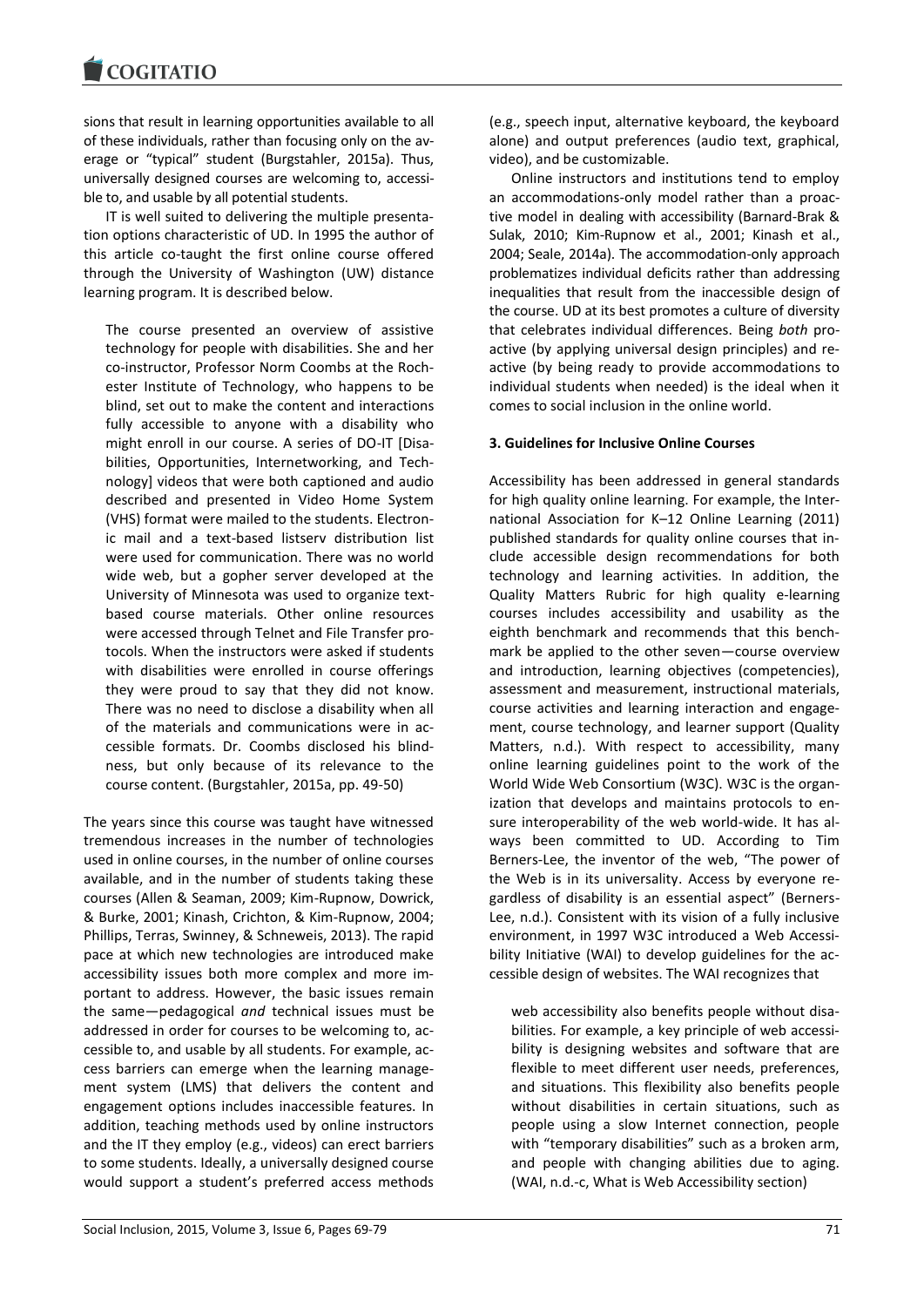sions that result in learning opportunities available to all of these individuals, rather than focusing only on the average or "typical" student (Burgstahler, 2015a). Thus, universally designed courses are welcoming to, accessible to, and usable by all potential students.

IT is well suited to delivering the multiple presentation options characteristic of UD. In 1995 the author of this article co-taught the first online course offered through the University of Washington (UW) distance learning program. It is described below.

> The course presented an overview of assistive technology for people with disabilities. She and her co-instructor, Professor Norm Coombs at the Rochester Institute of Technology, who happens to be blind, set out to make the content and interactions fully accessible to anyone with a disability who might enroll in our course. A series of DO-IT [Disabilities, Opportunities, Internetworking, and Technology] videos that were both captioned and audio described and presented in Video Home System (VHS) format were mailed to the students. Electronic mail and a text-based listserv distribution list were used for communication. There was no world wide web, but a gopher server developed at the University of Minnesota was used to organize text-based course materials. Other online resources were accessed through Telnet and File Transfer protocols. When the instructors were asked if students with disabilities were enrolled in course offerings they were proud to say that they did not know. There was no need to disclose a disability when all of the materials and communications were in accessible formats. Dr. Coombs disclosed his blindness, but only because of its relevance to the course content. (Burgstahler, 2015a, pp. 49-50)

The years since this course was taught have witnessed tremendous increases in the number of technologies used in online courses, in the number of online courses available, and in the number of students taking these courses (Allen & Seaman, 2009; Kim-Rupnow, Dowrick, & Burke, 2001; Kinash, Crichton, & Kim-Rupnow, 2004; Phillips, Terras, Swinney, & Schneweis, 2013). The rapid pace at which new technologies are introduced make accessibility issues both more complex and more important to address. However, the basic issues remain the same—pedagogical *and* technical issues must be addressed in order for courses to be welcoming to, accessible to, and usable by all students. For example, access barriers can emerge when the learning management system (LMS) that delivers the content and engagement options includes inaccessible features. In addition, teaching methods used by online instructors and the IT they employ (e.g., videos) can erect barriers to some students. Ideally, a universally designed course would support a student's preferred access methods (e.g., speech input, alternative keyboard, the keyboard alone) and output preferences (audio text, graphical, video), and be customizable.

Online instructors and institutions tend to employ an accommodations-only model rather than a proactive model in dealing with accessibility (Barnard-Brak & Sulak, 2010; Kim-Rupnow et al., 2001; Kinash et al., 2004; Seale, 2014a). The accommodation-only approach problematizes individual deficits rather than addressing inequalities that result from the inaccessible design of the course. UD at its best promotes a culture of diversity that celebrates individual differences. Being *both* proactive (by applying universal design principles) and reactive (by being ready to provide accommodations to individual students when needed) is the ideal when it comes to social inclusion in the online world.

### 3. Guidelines for Inclusive Online Courses

Accessibility has been addressed in general standards for high quality online learning. For example, the International Association for K–12 Online Learning (2011) published standards for quality online courses that include accessible design recommendations for both technology and learning activities. In addition, the Quality Matters Rubric for high quality e-learning courses includes accessibility and usability as the eighth benchmark and recommends that this benchmark be applied to the other seven—course overview and introduction, learning objectives (competencies), assessment and measurement, instructional materials, course activities and learning interaction and engagement, course technology, and learner support (Quality Matters, n.d.). With respect to accessibility, many online learning guidelines point to the work of the World Wide Web Consortium (W3C). W3C is the organization that develops and maintains protocols to ensure interoperability of the web world-wide. It has always been committed to UD. According to Tim Berners-Lee, the inventor of the web, "The power of the Web is in its universality. Access by everyone regardless of disability is an essential aspect" (Berners-Lee, n.d.). Consistent with its vision of a fully inclusive environment, in 1997 W3C introduced a Web Accessibility Initiative (WAI) to develop guidelines for the accessible design of websites. The WAI recognizes that

> web accessibility also benefits people without disabilities. For example, a key principle of web accessibility is designing websites and software that are flexible to meet different user needs, preferences, and situations. This flexibility also benefits people without disabilities in certain situations, such as people using a slow Internet connection, people with "temporary disabilities" such as a broken arm, and people with changing abilities due to aging. (WAI, n.d.-c, What is Web Accessibility section)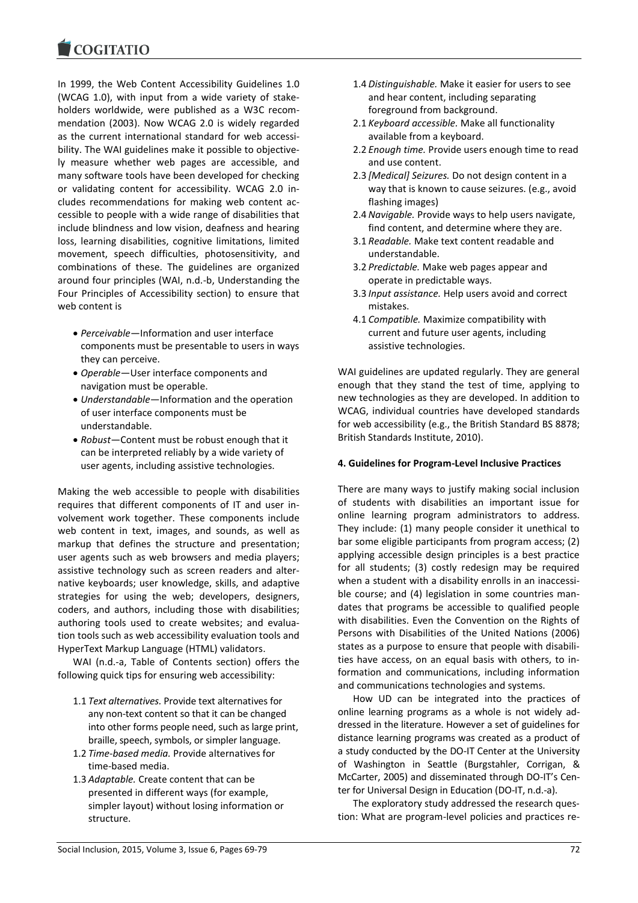In 1999, the Web Content Accessibility Guidelines 1.0 (WCAG 1.0), with input from a wide variety of stakeholders worldwide, were published as a W3C recommendation (2003). Now WCAG 2.0 is widely regarded as the current international standard for web accessibility. The WAI guidelines make it possible to objectively measure whether web pages are accessible, and many software tools have been developed for checking or validating content for accessibility. WCAG 2.0 includes recommendations for making web content accessible to people with a wide range of disabilities that include blindness and low vision, deafness and hearing loss, learning disabilities, cognitive limitations, limited movement, speech difficulties, photosensitivity, and combinations of these. The guidelines are organized around four principles (WAI, n.d.-b, Understanding the Four Principles of Accessibility section) to ensure that web content is

- *Perceivable*—Information and user interface components must be presentable to users in ways they can perceive.
- *Operable*—User interface components and navigation must be operable.
- *Understandable*—Information and the operation of user interface components must be understandable.
- *Robust*—Content must be robust enough that it can be interpreted reliably by a wide variety of user agents, including assistive technologies.

Making the web accessible to people with disabilities requires that different components of IT and user involvement work together. These components include web content in text, images, and sounds, as well as markup that defines the structure and presentation; user agents such as web browsers and media players; assistive technology such as screen readers and alternative keyboards; user knowledge, skills, and adaptive strategies for using the web; developers, designers, coders, and authors, including those with disabilities; authoring tools used to create websites; and evaluation tools such as web accessibility evaluation tools and HyperText Markup Language (HTML) validators.

WAI (n.d.-a, Table of Contents section) offers the following quick tips for ensuring web accessibility:

- 1.1 *Text alternatives.* Provide text alternatives for any non-text content so that it can be changed into other forms people need, such as large print, braille, speech, symbols, or simpler language.
- 1.2 *Time-based media.* Provide alternatives for time-based media.
- 1.3 *Adaptable.* Create content that can be presented in different ways (for example, simpler layout) without losing information or structure.
- 1.4 *Distinguishable.* Make it easier for users to see and hear content, including separating foreground from background.
- 2.1 *Keyboard accessible.* Make all functionality available from a keyboard.
- 2.2 *Enough time.* Provide users enough time to read and use content.
- 2.3 *[Medical] Seizures.* Do not design content in a way that is known to cause seizures. (e.g., avoid flashing images)
- 2.4 *Navigable.* Provide ways to help users navigate, find content, and determine where they are.
- 3.1 *Readable.* Make text content readable and understandable.
- 3.2 *Predictable.* Make web pages appear and operate in predictable ways.
- 3.3 *Input assistance.* Help users avoid and correct mistakes.
- 4.1 *Compatible.* Maximize compatibility with current and future user agents, including assistive technologies.

WAI guidelines are updated regularly. They are general enough that they stand the test of time, applying to new technologies as they are developed. In addition to WCAG, individual countries have developed standards for web accessibility (e.g., the British Standard BS 8878; British Standards Institute, 2010).

## 4. Guidelines for Program-Level Inclusive Practices

There are many ways to justify making social inclusion of students with disabilities an important issue for online learning program administrators to address. They include: (1) many people consider it unethical to bar some eligible participants from program access; (2) applying accessible design principles is a best practice for all students; (3) costly redesign may be required when a student with a disability enrolls in an inaccessible course; and (4) legislation in some countries mandates that programs be accessible to qualified people with disabilities. Even the Convention on the Rights of Persons with Disabilities of the United Nations (2006) states as a purpose to ensure that people with disabilities have access, on an equal basis with others, to information and communications, including information and communications technologies and systems.

How UD can be integrated into the practices of online learning programs as a whole is not widely addressed in the literature. However a set of guidelines for distance learning programs was created as a product of a study conducted by the DO-IT Center at the University of Washington in Seattle (Burgstahler, Corrigan, & McCarter, 2005) and disseminated through DO-IT's Center for Universal Design in Education (DO-IT, n.d.-a).

The exploratory study addressed the research question: What are program-level policies and practices re-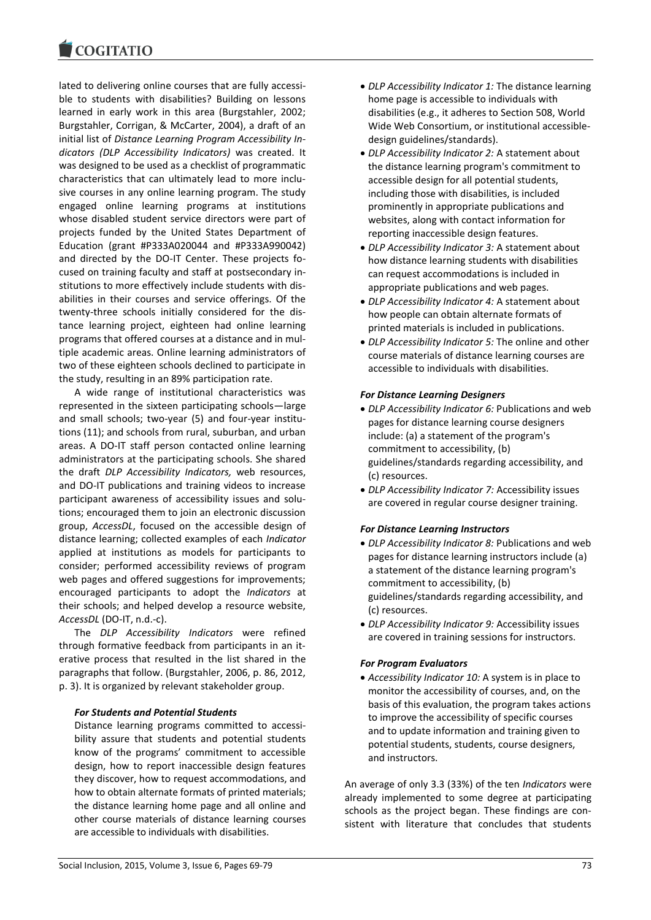lated to delivering online courses that are fully accessible to students with disabilities? Building on lessons learned in early work in this area (Burgstahler, 2002; Burgstahler, Corrigan, & McCarter, 2004), a draft of an initial list of *Distance Learning Program Accessibility Indicators (DLP Accessibility Indicators)* was created. It was designed to be used as a checklist of programmatic characteristics that can ultimately lead to more inclusive courses in any online learning program. The study engaged online learning programs at institutions whose disabled student service directors were part of projects funded by the United States Department of Education (grant #P333A020044 and #P333A990042) and directed by the DO-IT Center. These projects focused on training faculty and staff at postsecondary institutions to more effectively include students with disabilities in their courses and service offerings. Of the twenty-three schools initially considered for the distance learning project, eighteen had online learning programs that offered courses at a distance and in multiple academic areas. Online learning administrators of two of these eighteen schools declined to participate in the study, resulting in an 89% participation rate.

A wide range of institutional characteristics was represented in the sixteen participating schools—large and small schools; two-year (5) and four-year institutions (11); and schools from rural, suburban, and urban areas. A DO-IT staff person contacted online learning administrators at the participating schools. She shared the draft *DLP Accessibility Indicators,* web resources, and DO-IT publications and training videos to increase participant awareness of accessibility issues and solutions; encouraged them to join an electronic discussion group, *AccessDL*, focused on the accessible design of distance learning; collected examples of each *Indicator* applied at institutions as models for participants to consider; performed accessibility reviews of program web pages and offered suggestions for improvements; encouraged participants to adopt the *Indicators* at their schools; and helped develop a resource website, *AccessDL* (DO-IT, n.d.-c).

The *DLP Accessibility Indicators* were refined through formative feedback from participants in an iterative process that resulted in the list shared in the paragraphs that follow. (Burgstahler, 2006, p. 86, 2012, p. 3). It is organized by relevant stakeholder group.

#### *For Students and Potential Students*

Distance learning programs committed to accessibility assure that students and potential students know of the programs' commitment to accessible design, how to report inaccessible design features they discover, how to request accommodations, and how to obtain alternate formats of printed materials; the distance learning home page and all online and other course materials of distance learning courses are accessible to individuals with disabilities.

- *DLP Accessibility Indicator 1:* The distance learning home page is accessible to individuals with disabilities (e.g., it adheres to Section 508, World Wide Web Consortium, or institutional accessible-design guidelines/standards).
- *DLP Accessibility Indicator 2:* A statement about the distance learning program's commitment to accessible design for all potential students, including those with disabilities, is included prominently in appropriate publications and websites, along with contact information for reporting inaccessible design features.
- *DLP Accessibility Indicator 3:* A statement about how distance learning students with disabilities can request accommodations is included in appropriate publications and web pages.
- *DLP Accessibility Indicator 4:* A statement about how people can obtain alternate formats of printed materials is included in publications.
- *DLP Accessibility Indicator 5:* The online and other course materials of distance learning courses are accessible to individuals with disabilities.

#### *For Distance Learning Designers*

- *DLP Accessibility Indicator 6:* Publications and web pages for distance learning course designers include: (a) a statement of the program's commitment to accessibility, (b) guidelines/standards regarding accessibility, and (c) resources.
- *DLP Accessibility Indicator 7:* Accessibility issues are covered in regular course designer training.

#### *For Distance Learning Instructors*

- *DLP Accessibility Indicator 8:* Publications and web pages for distance learning instructors include (a) a statement of the distance learning program's commitment to accessibility, (b) guidelines/standards regarding accessibility, and (c) resources.
- *DLP Accessibility Indicator 9:* Accessibility issues are covered in training sessions for instructors.

#### *For Program Evaluators*

- *Accessibility Indicator 10:* A system is in place to monitor the accessibility of courses, and, on the basis of this evaluation, the program takes actions to improve the accessibility of specific courses and to update information and training given to potential students, students, course designers, and instructors.

An average of only 3.3 (33%) of the ten *Indicators* were already implemented to some degree at participating schools as the project began. These findings are consistent with literature that concludes that students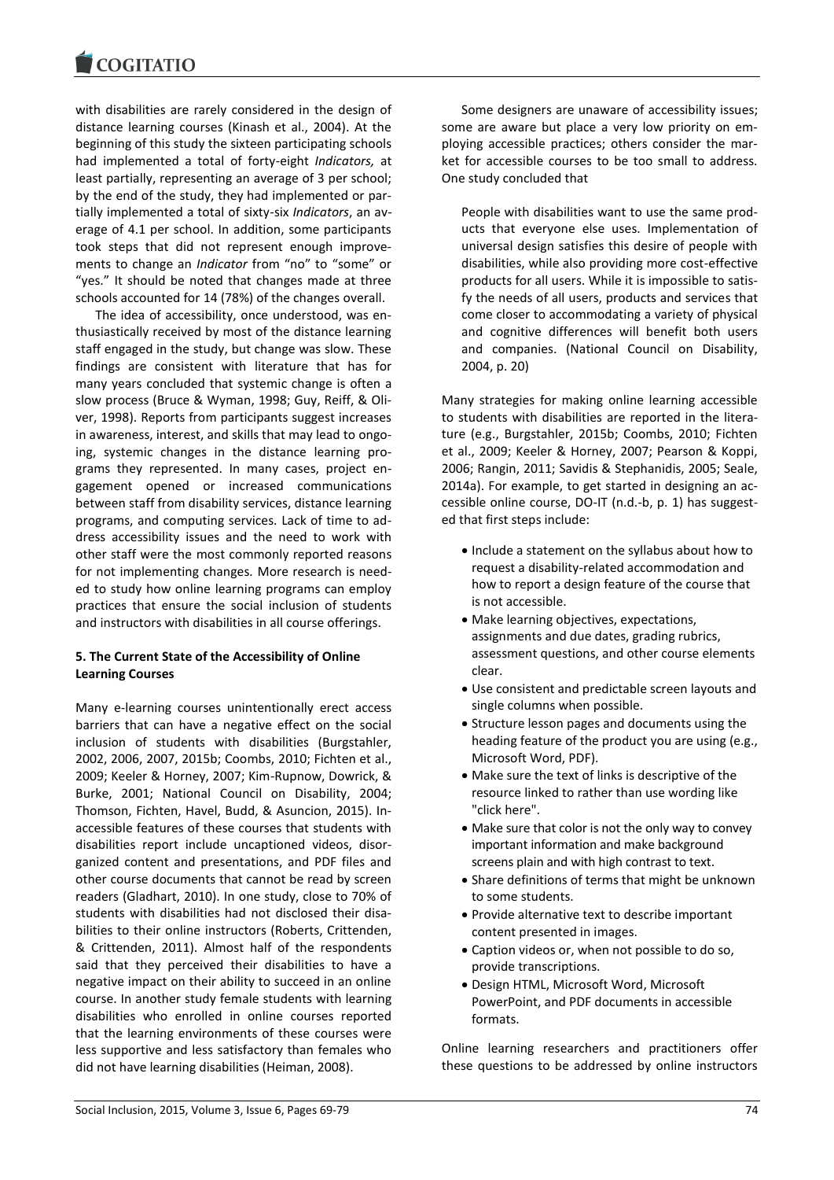with disabilities are rarely considered in the design of distance learning courses (Kinash et al., 2004). At the beginning of this study the sixteen participating schools had implemented a total of forty-eight *Indicators,* at least partially, representing an average of 3 per school; by the end of the study, they had implemented or partially implemented a total of sixty-six *Indicators*, an average of 4.1 per school. In addition, some participants took steps that did not represent enough improvements to change an *Indicator* from "no" to "some" or "yes." It should be noted that changes made at three schools accounted for 14 (78%) of the changes overall.

The idea of accessibility, once understood, was enthusiastically received by most of the distance learning staff engaged in the study, but change was slow. These findings are consistent with literature that has for many years concluded that systemic change is often a slow process (Bruce & Wyman, 1998; Guy, Reiff, & Oliver, 1998). Reports from participants suggest increases in awareness, interest, and skills that may lead to ongoing, systemic changes in the distance learning programs they represented. In many cases, project engagement opened or increased communications between staff from disability services, distance learning programs, and computing services. Lack of time to address accessibility issues and the need to work with other staff were the most commonly reported reasons for not implementing changes. More research is needed to study how online learning programs can employ practices that ensure the social inclusion of students and instructors with disabilities in all course offerings.

## 5. The Current State of the Accessibility of Online Learning Courses

Many e-learning courses unintentionally erect access barriers that can have a negative effect on the social inclusion of students with disabilities (Burgstahler, 2002, 2006, 2007, 2015b; Coombs, 2010; Fichten et al., 2009; Keeler & Horney, 2007; Kim-Rupnow, Dowrick, & Burke, 2001; National Council on Disability, 2004; Thomson, Fichten, Havel, Budd, & Asuncion, 2015). Inaccessible features of these courses that students with disabilities report include uncaptioned videos, disorganized content and presentations, and PDF files and other course documents that cannot be read by screen readers (Gladhart, 2010). In one study, close to 70% of students with disabilities had not disclosed their disabilities to their online instructors (Roberts, Crittenden, & Crittenden, 2011). Almost half of the respondents said that they perceived their disabilities to have a negative impact on their ability to succeed in an online course. In another study female students with learning disabilities who enrolled in online courses reported that the learning environments of these courses were less supportive and less satisfactory than females who did not have learning disabilities (Heiman, 2008).

Some designers are unaware of accessibility issues; some are aware but place a very low priority on employing accessible practices; others consider the market for accessible courses to be too small to address. One study concluded that

> People with disabilities want to use the same products that everyone else uses. Implementation of universal design satisfies this desire of people with disabilities, while also providing more cost-effective products for all users. While it is impossible to satisfy the needs of all users, products and services that come closer to accommodating a variety of physical and cognitive differences will benefit both users and companies. (National Council on Disability, 2004, p. 20)

Many strategies for making online learning accessible to students with disabilities are reported in the literature (e.g., Burgstahler, 2015b; Coombs, 2010; Fichten et al., 2009; Keeler & Horney, 2007; Pearson & Koppi, 2006; Rangin, 2011; Savidis & Stephanidis, 2005; Seale, 2014a). For example, to get started in designing an accessible online course, DO-IT (n.d.-b, p. 1) has suggested that first steps include:

- Include a statement on the syllabus about how to request a disability-related accommodation and how to report a design feature of the course that is not accessible.
- Make learning objectives, expectations, assignments and due dates, grading rubrics, assessment questions, and other course elements clear.
- Use consistent and predictable screen layouts and single columns when possible.
- Structure lesson pages and documents using the heading feature of the product you are using (e.g., Microsoft Word, PDF).
- Make sure the text of links is descriptive of the resource linked to rather than use wording like "click here".
- Make sure that color is not the only way to convey important information and make background screens plain and with high contrast to text.
- Share definitions of terms that might be unknown to some students.
- Provide alternative text to describe important content presented in images.
- Caption videos or, when not possible to do so, provide transcriptions.
- Design HTML, Microsoft Word, Microsoft PowerPoint, and PDF documents in accessible formats.

Online learning researchers and practitioners offer these questions to be addressed by online instructors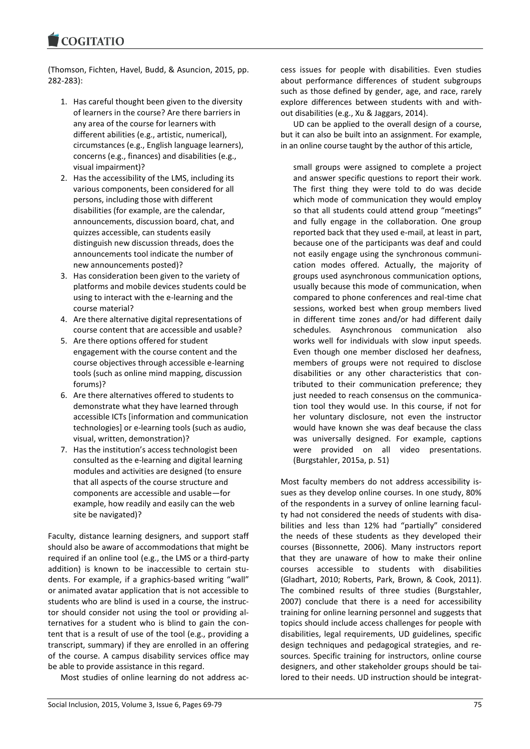(Thomson, Fichten, Havel, Budd, & Asuncion, 2015, pp. 282-283):

1. Has careful thought been given to the diversity of learners in the course? Are there barriers in any area of the course for learners with different abilities (e.g., artistic, numerical), circumstances (e.g., English language learners), concerns (e.g., finances) and disabilities (e.g., visual impairment)?
2. Has the accessibility of the LMS, including its various components, been considered for all persons, including those with different disabilities (for example, are the calendar, announcements, discussion board, chat, and quizzes accessible, can students easily distinguish new discussion threads, does the announcements tool indicate the number of new announcements posted)?
3. Has consideration been given to the variety of platforms and mobile devices students could be using to interact with the e-learning and the course material?
4. Are there alternative digital representations of course content that are accessible and usable?
5. Are there options offered for student engagement with the course content and the course objectives through accessible e-learning tools (such as online mind mapping, discussion forums)?
6. Are there alternatives offered to students to demonstrate what they have learned through accessible ICTs [information and communication technologies] or e-learning tools (such as audio, visual, written, demonstration)?
7. Has the institution's access technologist been consulted as the e-learning and digital learning modules and activities are designed (to ensure that all aspects of the course structure and components are accessible and usable—for example, how readily and easily can the web site be navigated)?

Faculty, distance learning designers, and support staff should also be aware of accommodations that might be required if an online tool (e.g., the LMS or a third-party addition) is known to be inaccessible to certain students. For example, if a graphics-based writing "wall" or animated avatar application that is not accessible to students who are blind is used in a course, the instructor should consider not using the tool or providing alternatives for a student who is blind to gain the content that is a result of use of the tool (e.g., providing a transcript, summary) if they are enrolled in an offering of the course. A campus disability services office may be able to provide assistance in this regard.

Most studies of online learning do not address access issues for people with disabilities. Even studies about performance differences of student subgroups such as those defined by gender, age, and race, rarely explore differences between students with and without disabilities (e.g., Xu & Jaggars, 2014).

UD can be applied to the overall design of a course, but it can also be built into an assignment. For example, in an online course taught by the author of this article,

> small groups were assigned to complete a project and answer specific questions to report their work. The first thing they were told to do was decide which mode of communication they would employ so that all students could attend group "meetings" and fully engage in the collaboration. One group reported back that they used e-mail, at least in part, because one of the participants was deaf and could not easily engage using the synchronous communication modes offered. Actually, the majority of groups used asynchronous communication options, usually because this mode of communication, when compared to phone conferences and real-time chat sessions, worked best when group members lived in different time zones and/or had different daily schedules. Asynchronous communication also works well for individuals with slow input speeds. Even though one member disclosed her deafness, members of groups were not required to disclose disabilities or any other characteristics that contributed to their communication preference; they just needed to reach consensus on the communication tool they would use. In this course, if not for her voluntary disclosure, not even the instructor would have known she was deaf because the class was universally designed. For example, captions were provided on all video presentations. (Burgstahler, 2015a, p. 51)

Most faculty members do not address accessibility issues as they develop online courses. In one study, 80% of the respondents in a survey of online learning faculty had not considered the needs of students with disabilities and less than 12% had "partially" considered the needs of these students as they developed their courses (Bissonnette, 2006). Many instructors report that they are unaware of how to make their online courses accessible to students with disabilities (Gladhart, 2010; Roberts, Park, Brown, & Cook, 2011). The combined results of three studies (Burgstahler, 2007) conclude that there is a need for accessibility training for online learning personnel and suggests that topics should include access challenges for people with disabilities, legal requirements, UD guidelines, specific design techniques and pedagogical strategies, and resources. Specific training for instructors, online course designers, and other stakeholder groups should be tailored to their needs. UD instruction should be integrat-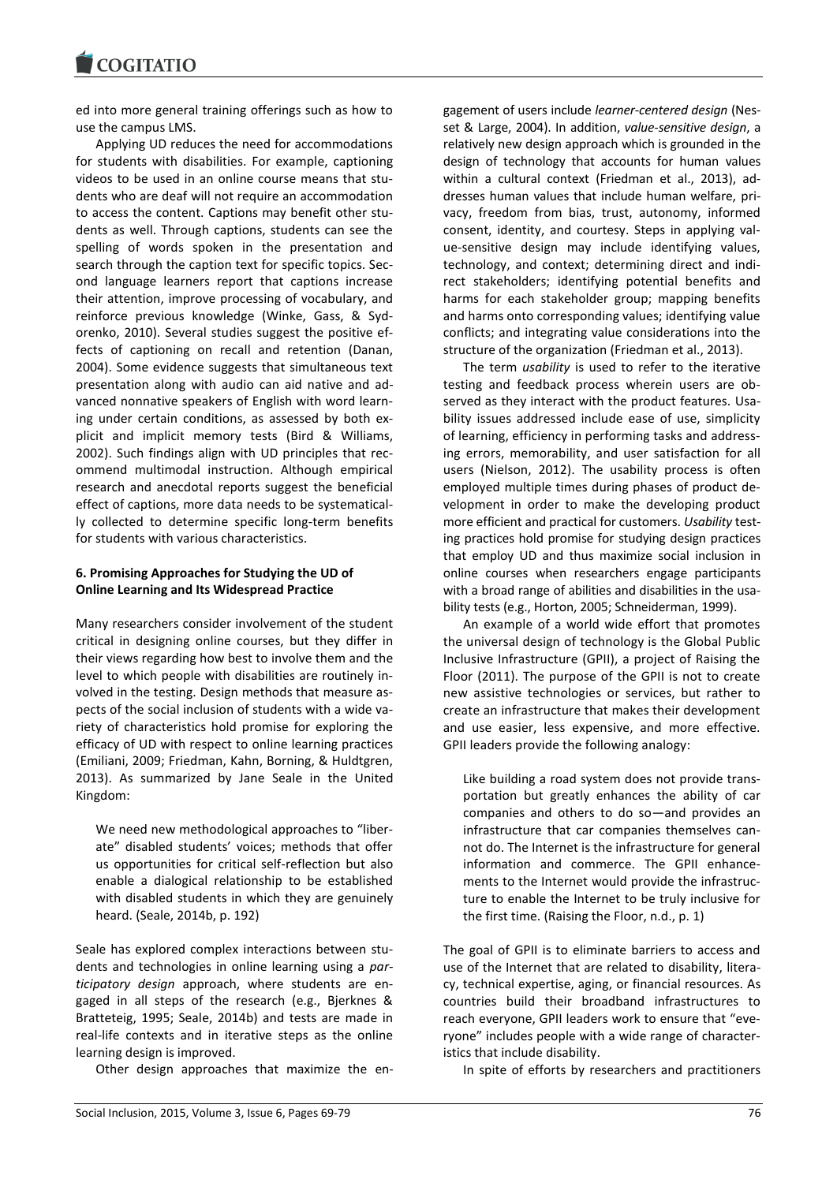ed into more general training offerings such as how to use the campus LMS.

Applying UD reduces the need for accommodations for students with disabilities. For example, captioning videos to be used in an online course means that students who are deaf will not require an accommodation to access the content. Captions may benefit other students as well. Through captions, students can see the spelling of words spoken in the presentation and search through the caption text for specific topics. Second language learners report that captions increase their attention, improve processing of vocabulary, and reinforce previous knowledge (Winke, Gass, & Sydorenko, 2010). Several studies suggest the positive effects of captioning on recall and retention (Danan, 2004). Some evidence suggests that simultaneous text presentation along with audio can aid native and advanced nonnative speakers of English with word learning under certain conditions, as assessed by both explicit and implicit memory tests (Bird & Williams, 2002). Such findings align with UD principles that recommend multimodal instruction. Although empirical research and anecdotal reports suggest the beneficial effect of captions, more data needs to be systematically collected to determine specific long-term benefits for students with various characteristics.

### 6. Promising Approaches for Studying the UD of Online Learning and Its Widespread Practice

Many researchers consider involvement of the student critical in designing online courses, but they differ in their views regarding how best to involve them and the level to which people with disabilities are routinely involved in the testing. Design methods that measure aspects of the social inclusion of students with a wide variety of characteristics hold promise for exploring the efficacy of UD with respect to online learning practices (Emiliani, 2009; Friedman, Kahn, Borning, & Huldtgren, 2013). As summarized by Jane Seale in the United Kingdom:

> We need new methodological approaches to "liberate" disabled students' voices; methods that offer us opportunities for critical self-reflection but also enable a dialogical relationship to be established with disabled students in which they are genuinely heard. (Seale, 2014b, p. 192)

Seale has explored complex interactions between students and technologies in online learning using a *participatory design* approach, where students are engaged in all steps of the research (e.g., Bjerknes & Bratteteig, 1995; Seale, 2014b) and tests are made in real-life contexts and in iterative steps as the online learning design is improved.

Other design approaches that maximize the engagement of users include *learner-centered design* (Nesset & Large, 2004). In addition, *value-sensitive design*, a relatively new design approach which is grounded in the design of technology that accounts for human values within a cultural context (Friedman et al., 2013), addresses human values that include human welfare, privacy, freedom from bias, trust, autonomy, informed consent, identity, and courtesy. Steps in applying value-sensitive design may include identifying values, technology, and context; determining direct and indirect stakeholders; identifying potential benefits and harms for each stakeholder group; mapping benefits and harms onto corresponding values; identifying value conflicts; and integrating value considerations into the structure of the organization (Friedman et al., 2013).

The term *usability* is used to refer to the iterative testing and feedback process wherein users are observed as they interact with the product features. Usability issues addressed include ease of use, simplicity of learning, efficiency in performing tasks and addressing errors, memorability, and user satisfaction for all users (Nielson, 2012). The usability process is often employed multiple times during phases of product development in order to make the developing product more efficient and practical for customers. *Usability* testing practices hold promise for studying design practices that employ UD and thus maximize social inclusion in online courses when researchers engage participants with a broad range of abilities and disabilities in the usability tests (e.g., Horton, 2005; Schneiderman, 1999).

An example of a world wide effort that promotes the universal design of technology is the Global Public Inclusive Infrastructure (GPII), a project of Raising the Floor (2011). The purpose of the GPII is not to create new assistive technologies or services, but rather to create an infrastructure that makes their development and use easier, less expensive, and more effective. GPII leaders provide the following analogy:

> Like building a road system does not provide transportation but greatly enhances the ability of car companies and others to do so—and provides an infrastructure that car companies themselves cannot do. The Internet is the infrastructure for general information and commerce. The GPII enhancements to the Internet would provide the infrastructure to enable the Internet to be truly inclusive for the first time. (Raising the Floor, n.d., p. 1)

The goal of GPII is to eliminate barriers to access and use of the Internet that are related to disability, literacy, technical expertise, aging, or financial resources. As countries build their broadband infrastructures to reach everyone, GPII leaders work to ensure that "everyone" includes people with a wide range of characteristics that include disability.

In spite of efforts by researchers and practitioners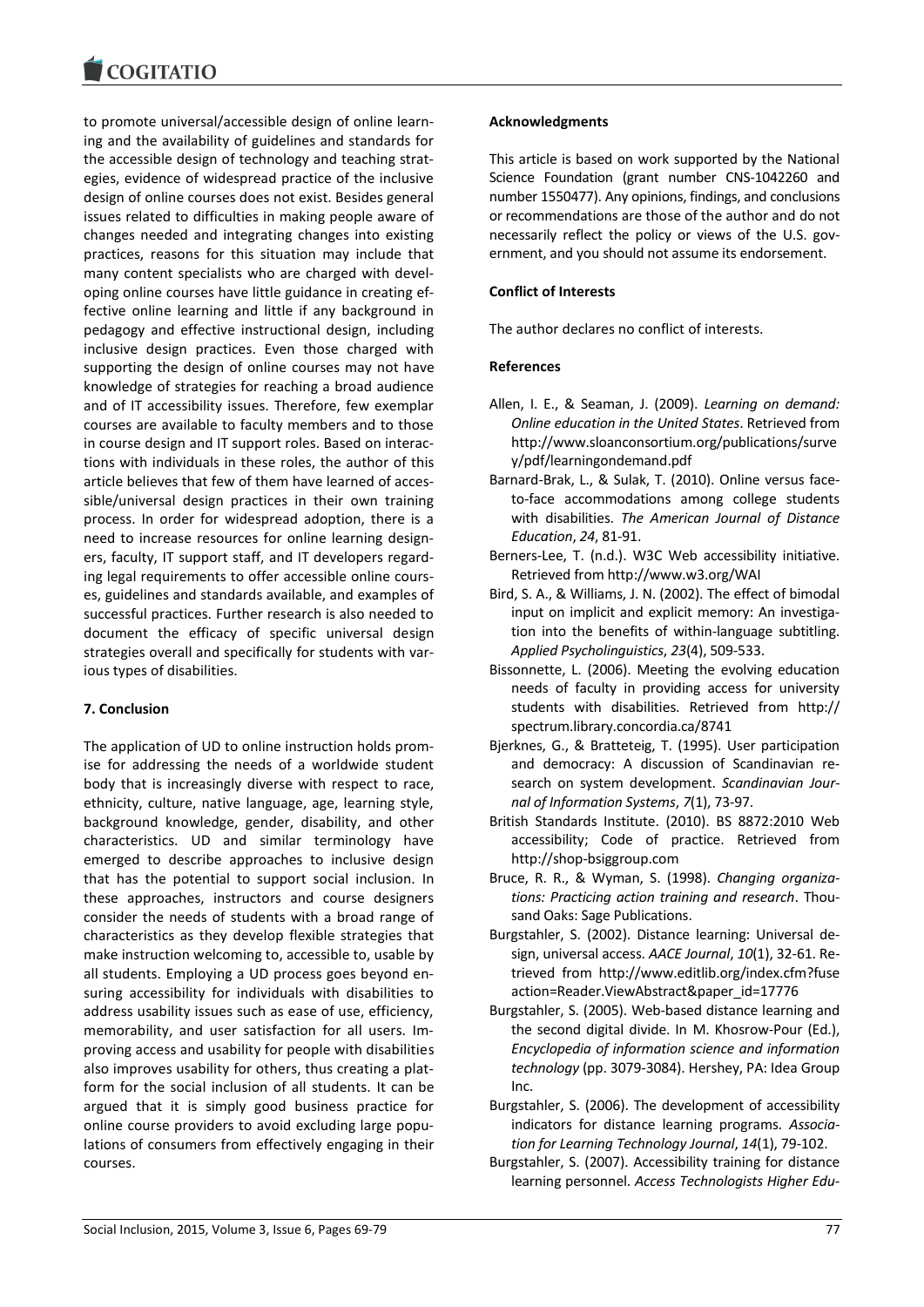to promote universal/accessible design of online learning and the availability of guidelines and standards for the accessible design of technology and teaching strategies, evidence of widespread practice of the inclusive design of online courses does not exist. Besides general issues related to difficulties in making people aware of changes needed and integrating changes into existing practices, reasons for this situation may include that many content specialists who are charged with developing online courses have little guidance in creating effective online learning and little if any background in pedagogy and effective instructional design, including inclusive design practices. Even those charged with supporting the design of online courses may not have knowledge of strategies for reaching a broad audience and of IT accessibility issues. Therefore, few exemplar courses are available to faculty members and to those in course design and IT support roles. Based on interactions with individuals in these roles, the author of this article believes that few of them have learned of accessible/universal design practices in their own training process. In order for widespread adoption, there is a need to increase resources for online learning designers, faculty, IT support staff, and IT developers regarding legal requirements to offer accessible online courses, guidelines and standards available, and examples of successful practices. Further research is also needed to document the efficacy of specific universal design strategies overall and specifically for students with various types of disabilities.

## 7. Conclusion

The application of UD to online instruction holds promise for addressing the needs of a worldwide student body that is increasingly diverse with respect to race, ethnicity, culture, native language, age, learning style, background knowledge, gender, disability, and other characteristics. UD and similar terminology have emerged to describe approaches to inclusive design that has the potential to support social inclusion. In these approaches, instructors and course designers consider the needs of students with a broad range of characteristics as they develop flexible strategies that make instruction welcoming to, accessible to, usable by all students. Employing a UD process goes beyond ensuring accessibility for individuals with disabilities to address usability issues such as ease of use, efficiency, memorability, and user satisfaction for all users. Improving access and usability for people with disabilities also improves usability for others, thus creating a platform for the social inclusion of all students. It can be argued that it is simply good business practice for online course providers to avoid excluding large populations of consumers from effectively engaging in their courses.

**Acknowledgments**

This article is based on work supported by the National Science Foundation (grant number CNS-1042260 and number 1550477). Any opinions, findings, and conclusions or recommendations are those of the author and do not necessarily reflect the policy or views of the U.S. government, and you should not assume its endorsement.

**Conflict of Interests**

The author declares no conflict of interests.

**References**

Allen, I. E., & Seaman, J. (2009). *Learning on demand: Online education in the United States*. Retrieved from http://www.sloanconsortium.org/publications/survey/pdf/learningondemand.pdf

Barnard-Brak, L., & Sulak, T. (2010). Online versus face-to-face accommodations among college students with disabilities. *The American Journal of Distance Education*, *24*, 81-91.

Berners-Lee, T. (n.d.). W3C Web accessibility initiative. Retrieved from http://www.w3.org/WAI

Bird, S. A., & Williams, J. N. (2002). The effect of bimodal input on implicit and explicit memory: An investigation into the benefits of within-language subtitling. *Applied Psycholinguistics*, *23*(4), 509-533.

Bissonnette, L. (2006). Meeting the evolving education needs of faculty in providing access for university students with disabilities. Retrieved from http://spectrum.library.concordia.ca/8741

Bjerknes, G., & Bratteteig, T. (1995). User participation and democracy: A discussion of Scandinavian research on system development. *Scandinavian Journal of Information Systems*, *7*(1), 73-97.

British Standards Institute. (2010). BS 8872:2010 Web accessibility; Code of practice. Retrieved from http://shop-bsiggroup.com

Bruce, R. R., & Wyman, S. (1998). *Changing organizations: Practicing action training and research*. Thousand Oaks: Sage Publications.

Burgstahler, S. (2002). Distance learning: Universal design, universal access. *AACE Journal*, *10*(1), 32-61. Retrieved from http://www.editlib.org/index.cfm?fuseaction=Reader.ViewAbstract&paper_id=17776

Burgstahler, S. (2005). Web-based distance learning and the second digital divide. In M. Khosrow-Pour (Ed.), *Encyclopedia of information science and information technology* (pp. 3079-3084). Hershey, PA: Idea Group Inc.

Burgstahler, S. (2006). The development of accessibility indicators for distance learning programs. *Association for Learning Technology Journal*, *14*(1), 79-102.

Burgstahler, S. (2007). Accessibility training for distance learning personnel. *Access Technologists Higher Edu-*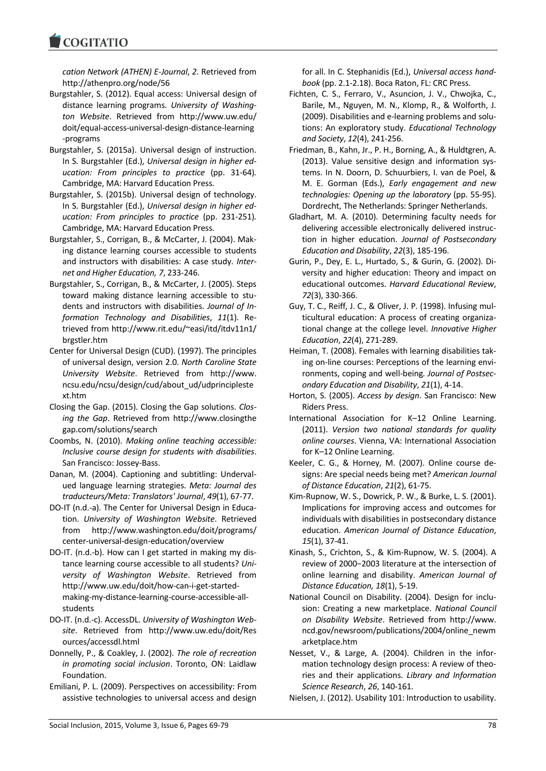*cation Network (ATHEN) E-Journal*, *2*. Retrieved from http://athenpro.org/node/56

Burgstahler, S. (2012). Equal access: Universal design of distance learning programs. *University of Washington Website*. Retrieved from http://www.uw.edu/doit/equal-access-universal-design-distance-learning-programs

Burgstahler, S. (2015a). Universal design of instruction. In S. Burgstahler (Ed.), *Universal design in higher education: From principles to practice* (pp. 31-64). Cambridge, MA: Harvard Education Press.

Burgstahler, S. (2015b). Universal design of technology. In S. Burgstahler (Ed.), *Universal design in higher education: From principles to practice* (pp. 231-251). Cambridge, MA: Harvard Education Press.

Burgstahler, S., Corrigan, B., & McCarter, J. (2004). Making distance learning courses accessible to students and instructors with disabilities: A case study. *Internet and Higher Education, 7*, 233-246.

Burgstahler, S., Corrigan, B., & McCarter, J. (2005). Steps toward making distance learning accessible to students and instructors with disabilities. *Journal of Information Technology and Disabilities*, *11*(1). Retrieved from http://www.rit.edu/~easi/itd/itdv11n1/brgstler.htm

Center for Universal Design (CUD). (1997). The principles of universal design, version 2.0. *North Caroline State University Website*. Retrieved from http://www.ncsu.edu/ncsu/design/cud/about_ud/udprinciplestext.htm

Closing the Gap. (2015). Closing the Gap solutions. *Closing the Gap*. Retrieved from http://www.closingthegap.com/solutions/search

Coombs, N. (2010). *Making online teaching accessible: Inclusive course design for students with disabilities*. San Francisco: Jossey-Bass.

Danan, M. (2004). Captioning and subtitling: Undervalued language learning strategies. *Meta: Journal des traducteurs/Meta: Translators' Journal*, *49*(1), 67-77.

DO-IT (n.d.-a). The Center for Universal Design in Education. *University of Washington Website*. Retrieved from http://www.washington.edu/doit/programs/center-universal-design-education/overview

DO-IT. (n.d.-b). How can I get started in making my distance learning course accessible to all students? *University of Washington Website*. Retrieved from http://www.uw.edu/doit/how-can-i-get-started-making-my-distance-learning-course-accessible-all-students

DO-IT. (n.d.-c). AccessDL. *University of Washington Website*. Retrieved from http://www.uw.edu/doit/Resources/accessdl.html

Donnelly, P., & Coakley, J. (2002). *The role of recreation in promoting social inclusion*. Toronto, ON: Laidlaw Foundation.

Emiliani, P. L. (2009). Perspectives on accessibility: From assistive technologies to universal access and design for all. In C. Stephanidis (Ed.), *Universal access handbook* (pp. 2.1-2.18). Boca Raton, FL: CRC Press.

Fichten, C. S., Ferraro, V., Asuncion, J. V., Chwojka, C., Barile, M., Nguyen, M. N., Klomp, R., & Wolforth, J. (2009). Disabilities and e-learning problems and solutions: An exploratory study. *Educational Technology and Society*, *12*(4), 241-256.

Friedman, B., Kahn, Jr., P. H., Borning, A., & Huldtgren, A. (2013). Value sensitive design and information systems. In N. Doorn, D. Schuurbiers, I. van de Poel, & M. E. Gorman (Eds.), *Early engagement and new technologies: Opening up the laboratory* (pp. 55-95). Dordrecht, The Netherlands: Springer Netherlands.

Gladhart, M. A. (2010). Determining faculty needs for delivering accessible electronically delivered instruction in higher education. *Journal of Postsecondary Education and Disability*, *22*(3), 185-196.

Gurin, P., Dey, E. L., Hurtado, S., & Gurin, G. (2002). Diversity and higher education: Theory and impact on educational outcomes. *Harvard Educational Review*, *72*(3), 330-366.

Guy, T. C., Reiff, J. C., & Oliver, J. P. (1998). Infusing multicultural education: A process of creating organizational change at the college level. *Innovative Higher Education*, *22*(4), 271-289.

Heiman, T. (2008). Females with learning disabilities taking on-line courses: Perceptions of the learning environments, coping and well-being. *Journal of Postsecondary Education and Disability*, *21*(1), 4-14.

Horton, S. (2005). *Access by design*. San Francisco: New Riders Press.

International Association for K–12 Online Learning. (2011). *Version two national standards for quality online courses*. Vienna, VA: International Association for K–12 Online Learning.

Keeler, C. G., & Horney, M. (2007). Online course designs: Are special needs being met? *American Journal of Distance Education*, *21*(2), 61-75.

Kim-Rupnow, W. S., Dowrick, P. W., & Burke, L. S. (2001). Implications for improving access and outcomes for individuals with disabilities in postsecondary distance education. *American Journal of Distance Education*, *15*(1), 37-41.

Kinash, S., Crichton, S., & Kim-Rupnow, W. S. (2004). A review of 2000–2003 literature at the intersection of online learning and disability. *American Journal of Distance Education, 18*(1), 5-19.

National Council on Disability. (2004). Design for inclusion: Creating a new marketplace. *National Council on Disability Website*. Retrieved from http://www.ncd.gov/newsroom/publications/2004/online_newmarketplace.htm

Nesset, V., & Large, A. (2004). Children in the information technology design process: A review of theories and their applications. *Library and Information Science Research*, *26*, 140-161.

Nielsen, J. (2012). Usability 101: Introduction to usability.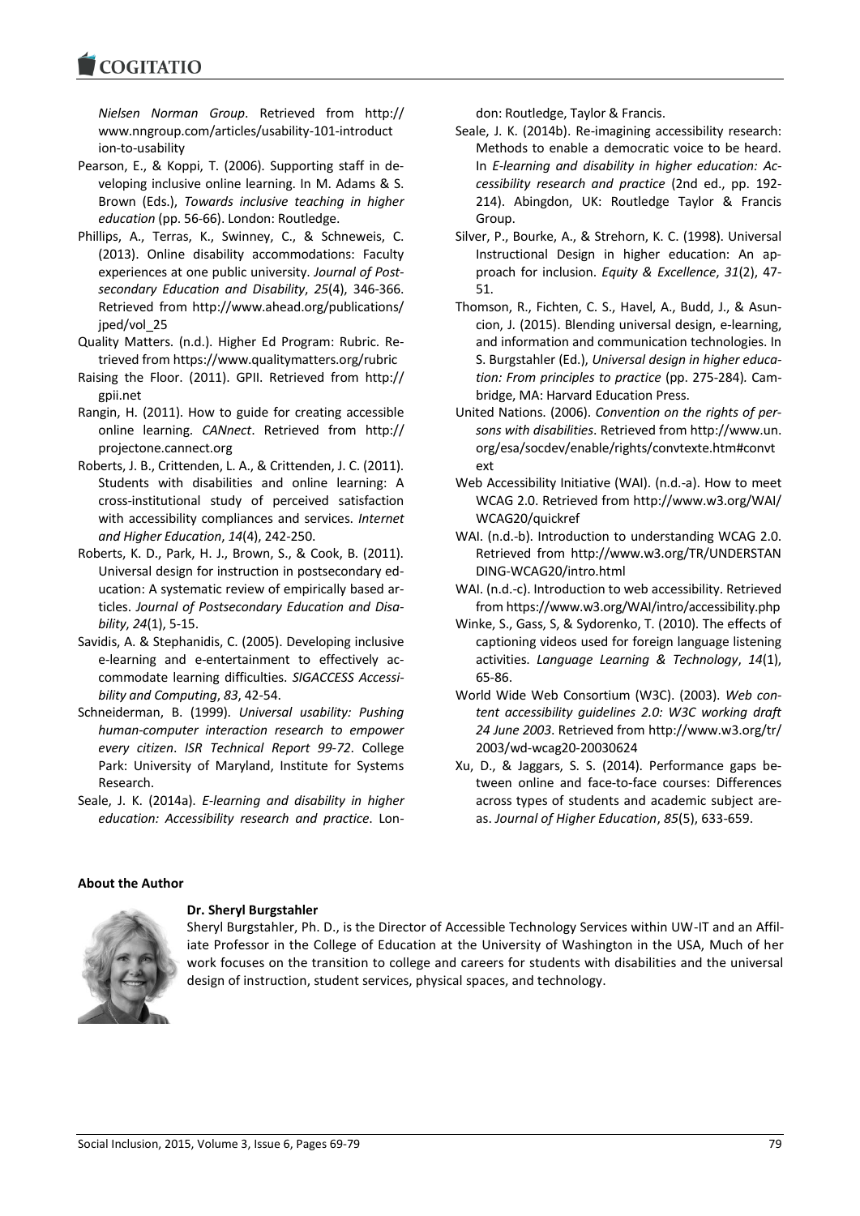*Nielsen Norman Group*. Retrieved from http://www.nngroup.com/articles/usability-101-introduction-to-usability

Pearson, E., & Koppi, T. (2006). Supporting staff in developing inclusive online learning. In M. Adams & S. Brown (Eds.), *Towards inclusive teaching in higher education* (pp. 56-66). London: Routledge.

Phillips, A., Terras, K., Swinney, C., & Schneweis, C. (2013). Online disability accommodations: Faculty experiences at one public university. *Journal of Postsecondary Education and Disability*, *25*(4), 346-366. Retrieved from http://www.ahead.org/publications/jped/vol_25

Quality Matters. (n.d.). Higher Ed Program: Rubric. Retrieved from https://www.qualitymatters.org/rubric

Raising the Floor. (2011). GPII. Retrieved from http://gpii.net

Rangin, H. (2011). How to guide for creating accessible online learning. *CANnect*. Retrieved from http://projectone.cannect.org

Roberts, J. B., Crittenden, L. A., & Crittenden, J. C. (2011). Students with disabilities and online learning: A cross-institutional study of perceived satisfaction with accessibility compliances and services. *Internet and Higher Education*, *14*(4), 242-250.

Roberts, K. D., Park, H. J., Brown, S., & Cook, B. (2011). Universal design for instruction in postsecondary education: A systematic review of empirically based articles. *Journal of Postsecondary Education and Disability*, *24*(1), 5-15.

Savidis, A. & Stephanidis, C. (2005). Developing inclusive e-learning and e-entertainment to effectively accommodate learning difficulties. *SIGACCESS Accessibility and Computing*, *83*, 42-54.

Schneiderman, B. (1999). *Universal usability: Pushing human-computer interaction research to empower every citizen*. *ISR Technical Report 99-72*. College Park: University of Maryland, Institute for Systems Research.

Seale, J. K. (2014a). *E-learning and disability in higher education: Accessibility research and practice*. London: Routledge, Taylor & Francis.

Seale, J. K. (2014b). Re-imagining accessibility research: Methods to enable a democratic voice to be heard. In *E-learning and disability in higher education: Accessibility research and practice* (2nd ed., pp. 192-214). Abingdon, UK: Routledge Taylor & Francis Group.

Silver, P., Bourke, A., & Strehorn, K. C. (1998). Universal Instructional Design in higher education: An approach for inclusion. *Equity & Excellence*, *31*(2), 47-51.

Thomson, R., Fichten, C. S., Havel, A., Budd, J., & Asuncion, J. (2015). Blending universal design, e-learning, and information and communication technologies. In S. Burgstahler (Ed.), *Universal design in higher education: From principles to practice* (pp. 275-284). Cambridge, MA: Harvard Education Press.

United Nations. (2006). *Convention on the rights of persons with disabilities*. Retrieved from http://www.un.org/esa/socdev/enable/rights/convtexte.htm#convtext

Web Accessibility Initiative (WAI). (n.d.-a). How to meet WCAG 2.0. Retrieved from http://www.w3.org/WAI/WCAG20/quickref

WAI. (n.d.-b). Introduction to understanding WCAG 2.0. Retrieved from http://www.w3.org/TR/UNDERSTANDING-WCAG20/intro.html

WAI. (n.d.-c). Introduction to web accessibility. Retrieved from https://www.w3.org/WAI/intro/accessibility.php

Winke, S., Gass, S, & Sydorenko, T. (2010). The effects of captioning videos used for foreign language listening activities. *Language Learning & Technology*, *14*(1), 65-86.

World Wide Web Consortium (W3C). (2003). *Web content accessibility guidelines 2.0: W3C working draft 24 June 2003*. Retrieved from http://www.w3.org/tr/2003/wd-wcag20-20030624

Xu, D., & Jaggars, S. S. (2014). Performance gaps between online and face-to-face courses: Differences across types of students and academic subject areas. *Journal of Higher Education*, *85*(5), 633-659.

**About the Author**

**Dr. Sheryl Burgstahler**

Sheryl Burgstahler, Ph. D., is the Director of Accessible Technology Services within UW-IT and an Affiliate Professor in the College of Education at the University of Washington in the USA, Much of her work focuses on the transition to college and careers for students with disabilities and the universal design of instruction, student services, physical spaces, and technology.